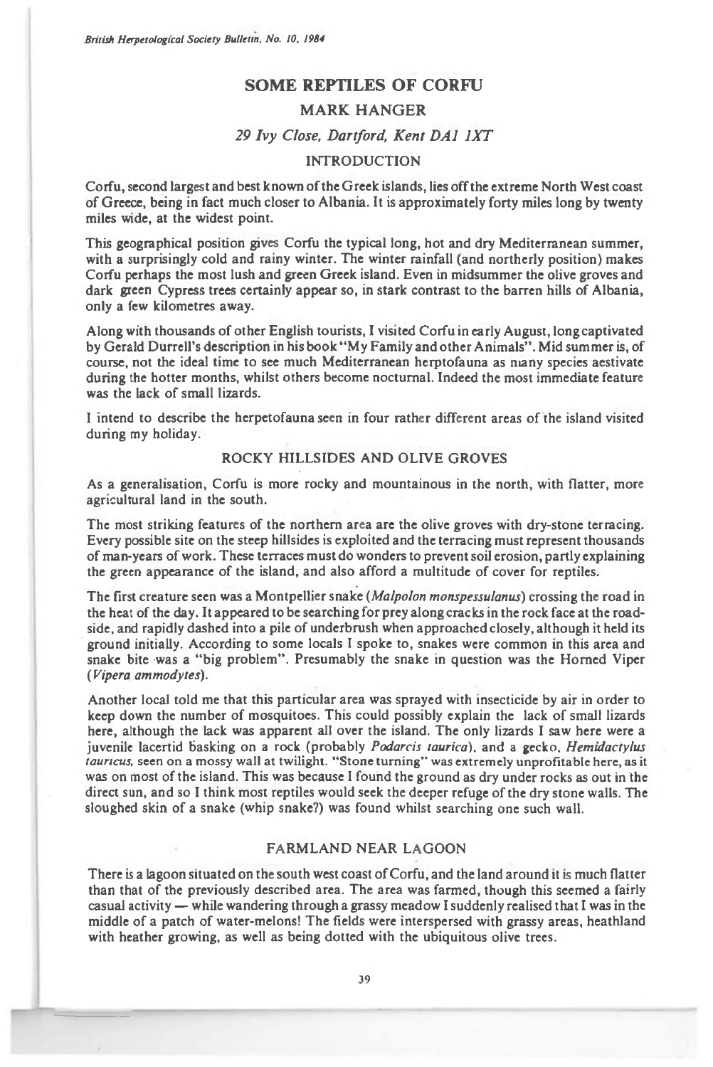# SOME REPTILES OF CORFU

## MARK HANGER

*29 Ivy Close, Dartford, Kent DA1 1XT*

## INTRODUCTION

Corfu, second largest and best known of the Greek islands, lies off the extreme North West coast of Greece, being in fact much closer to Albania. It is approximately forty miles long by twenty miles wide, at the widest point.

This geographical position gives Corfu the typical long, hot and dry Mediterranean summer, with a surprisingly cold and rainy winter. The winter rainfall (and northerly position) makes Corfu perhaps the most lush and green Greek island. Even in midsummer the olive groves and dark green Cypress trees certainly appear so, in stark contrast to the barren hills of Albania, only a few kilometres away.

Along with thousands of other English tourists, I visited Corfu in early August, long captivated by Gerald Durrell's description in his book "My Family and other Animals". Mid summer is, of course, not the ideal time to see much Mediterranean herptofauna as many species aestivate during the hotter months, whilst others become nocturnal. Indeed the most immediate feature was the lack of small lizards.

I intend to describe the herpetofauna seen in four rather different areas of the island visited during my holiday.

## ROCKY HILLSIDES AND OLIVE GROVES

As a generalisation, Corfu is more rocky and mountainous in the north, with flatter, more agricultural land in the south.

The most striking features of the northern area are the olive groves with dry-stone terracing. Every possible site on the steep hillsides is exploited and the terracing must represent thousands of man-years of work. These terraces must do wonders to prevent soil erosion, partly explaining the green appearance of the island, and also afford a multitude of cover for reptiles.

The first creature seen was a Montpellier snake (*Malpolon monspessulanus*) crossing the road in the heat of the day. It appeared to be searching for prey along cracks in the rock face at the road-side, and rapidly dashed into a pile of underbrush when approached closely, although it held its ground initially. According to some locals I spoke to, snakes were common in this area and snake bite was a "big problem". Presumably the snake in question was the Horned Viper (*Vipera ammodytes*).

Another local told me that this particular area was sprayed with insecticide by air in order to keep down the number of mosquitoes. This could possibly explain the lack of small lizards here, although the lack was apparent all over the island. The only lizards I saw here were a juvenile lacertid basking on a rock (probably *Podarcis taurica*), and a gecko, *Hemidactylus tauricus*, seen on a mossy wall at twilight. "Stone turning" was extremely unprofitable here, as it was on most of the island. This was because I found the ground as dry under rocks as out in the direct sun, and so I think most reptiles would seek the deeper refuge of the dry stone walls. The sloughed skin of a snake (whip snake?) was found whilst searching one such wall.

## FARMLAND NEAR LAGOON

There is a lagoon situated on the south west coast of Corfu, and the land around it is much flatter than that of the previously described area. The area was farmed, though this seemed a fairly casual activity — while wandering through a grassy meadow I suddenly realised that I was in the middle of a patch of water-melons! The fields were interspersed with grassy areas, heathland with heather growing, as well as being dotted with the ubiquitous olive trees.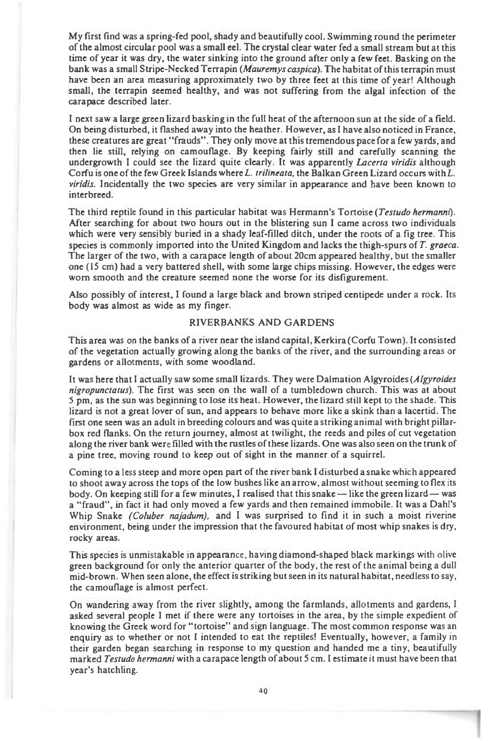My first find was a spring-fed pool, shady and beautifully cool. Swimming round the perimeter of the almost circular pool was a small eel. The crystal clear water fed a small stream but at this time of year it was dry, the water sinking into the ground after only a few feet. Basking on the bank was a small Stripe-Necked Terrapin (*Mauremys caspica*). The habitat of this terrapin must have been an area measuring approximately two by three feet at this time of year! Although small, the terrapin seemed healthy, and was not suffering from the algal infection of the carapace described later.

I next saw a large green lizard basking in the full heat of the afternoon sun at the side of a field. On being disturbed, it flashed away into the heather. However, as I have also noticed in France, these creatures are great "frauds". They only move at this tremendous pace for a few yards, and then lie still, relying on camouflage. By keeping fairly still and carefully scanning the undergrowth I could see the lizard quite clearly. It was apparently *Lacerta viridis* although Corfu is one of the few Greek Islands where *L. trilineata*, the Balkan Green Lizard occurs with *L. viridis*. Incidentally the two species are very similar in appearance and have been known to interbreed.

The third reptile found in this particular habitat was Hermann's Tortoise (*Testudo hermanni*). After searching for about two hours out in the blistering sun I came across two individuals which were very sensibly buried in a shady leaf-filled ditch, under the roots of a fig tree. This species is commonly imported into the United Kingdom and lacks the thigh-spurs of *T. graeca*. The larger of the two, with a carapace length of about 20cm appeared healthy, but the smaller one (15 cm) had a very battered shell, with some large chips missing. However, the edges were worn smooth and the creature seemed none the worse for its disfigurement.

Also possibly of interest, I found a large black and brown striped centipede under a rock. Its body was almost as wide as my finger.

## RIVERBANKS AND GARDENS

This area was on the banks of a river near the island capital, Kerkira (Corfu Town). It consisted of the vegetation actually growing along the banks of the river, and the surrounding areas or gardens or allotments, with some woodland.

It was here that I actually saw some small lizards. They were Dalmation Algyroides (*Algyroides nigropunctatus*). The first was seen on the wall of a tumbledown church. This was at about 5 pm, as the sun was beginning to lose its heat. However, the lizard still kept to the shade. This lizard is not a great lover of sun, and appears to behave more like a skink than a lacertid. The first one seen was an adult in breeding colours and was quite a striking animal with bright pillar-box red flanks. On the return journey, almost at twilight, the reeds and piles of cut vegetation along the river bank were filled with the rustles of these lizards. One was also seen on the trunk of a pine tree, moving round to keep out of sight in the manner of a squirrel.

Coming to a less steep and more open part of the river bank I disturbed a snake which appeared to shoot away across the tops of the low bushes like an arrow, almost without seeming to flex its body. On keeping still for a few minutes, I realised that this snake — like the green lizard — was a "fraud", in fact it had only moved a few yards and then remained immobile. It was a Dahl's Whip Snake *(Coluber najadum)*, and I was surprised to find it in such a moist riverine environment, being under the impression that the favoured habitat of most whip snakes is dry, rocky areas.

This species is unmistakable in appearance, having diamond-shaped black markings with olive green background for only the anterior quarter of the body, the rest of the animal being a dull mid-brown. When seen alone, the effect is striking but seen in its natural habitat, needless to say, the camouflage is almost perfect.

On wandering away from the river slightly, among the farmlands, allotments and gardens, I asked several people I met if there were any tortoises in the area, by the simple expedient of knowing the Greek word for "tortoise" and sign language. The most common response was an enquiry as to whether or not I intended to eat the reptiles! Eventually, however, a family in their garden began searching in response to my question and handed me a tiny, beautifully marked *Testudo hermanni* with a carapace length of about 5 cm. I estimate it must have been that year's hatchling.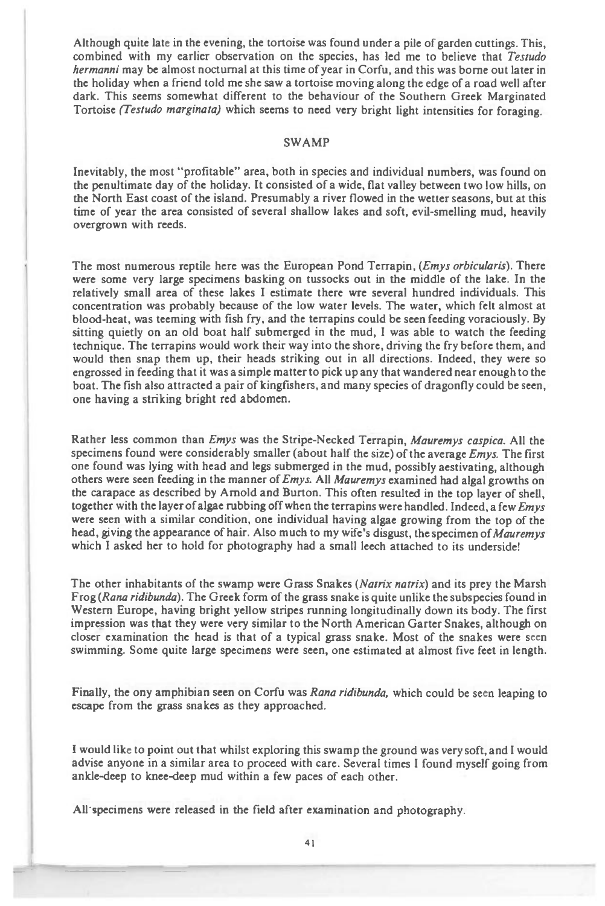Although quite late in the evening, the tortoise was found under a pile of garden cuttings. This, combined with my earlier observation on the species, has led me to believe that *Testudo hermanni* may be almost nocturnal at this time of year in Corfu, and this was borne out later in the holiday when a friend told me she saw a tortoise moving along the edge of a road well after dark. This seems somewhat different to the behaviour of the Southern Greek Marginated Tortoise *(Testudo marginata)* which seems to need very bright light intensities for foraging.

## SWAMP

Inevitably, the most "profitable" area, both in species and individual numbers, was found on the penultimate day of the holiday. It consisted of a wide, flat valley between two low hills, on the North East coast of the island. Presumably a river flowed in the wetter seasons, but at this time of year the area consisted of several shallow lakes and soft, evil-smelling mud, heavily overgrown with reeds.

The most numerous reptile here was the European Pond Terrapin, (*Emys orbicularis*). There were some very large specimens basking on tussocks out in the middle of the lake. In the relatively small area of these lakes I estimate there wre several hundred individuals. This concentration was probably because of the low water levels. The water, which felt almost at blood-heat, was teeming with fish fry, and the terrapins could be seen feeding voraciously. By sitting quietly on an old boat half submerged in the mud, I was able to watch the feeding technique. The terrapins would work their way into the shore, driving the fry before them, and would then snap them up, their heads striking out in all directions. Indeed, they were so engrossed in feeding that it was a simple matter to pick up any that wandered near enough to the boat. The fish also attracted a pair of kingfishers, and many species of dragonfly could be seen, one having a striking bright red abdomen.

Rather less common than *Emys* was the Stripe-Necked Terrapin, *Mauremys caspica*. All the specimens found were considerably smaller (about half the size) of the average *Emys*. The first one found was lying with head and legs submerged in the mud, possibly aestivating, although others were seen feeding in the manner of *Emys*. All *Mauremys* examined had algal growths on the carapace as described by Arnold and Burton. This often resulted in the top layer of shell, together with the layer of algae rubbing off when the terrapins were handled. Indeed, a few *Emys* were seen with a similar condition, one individual having algae growing from the top of the head, giving the appearance of hair. Also much to my wife's disgust, the specimen of *Mauremys* which I asked her to hold for photography had a small leech attached to its underside!

The other inhabitants of the swamp were Grass Snakes (*Natrix natrix*) and its prey the Marsh Frog (*Rana ridibunda*). The Greek form of the grass snake is quite unlike the subspecies found in Western Europe, having bright yellow stripes running longitudinally down its body. The first impression was that they were very similar to the North American Garter Snakes, although on closer examination the head is that of a typical grass snake. Most of the snakes were seen swimming. Some quite large specimens were seen, one estimated at almost five feet in length.

Finally, the ony amphibian seen on Corfu was *Rana ridibunda*, which could be seen leaping to escape from the grass snakes as they approached.

I would like to point out that whilst exploring this swamp the ground was very soft, and I would advise anyone in a similar area to proceed with care. Several times I found myself going from ankle-deep to knee-deep mud within a few paces of each other.

All specimens were released in the field after examination and photography.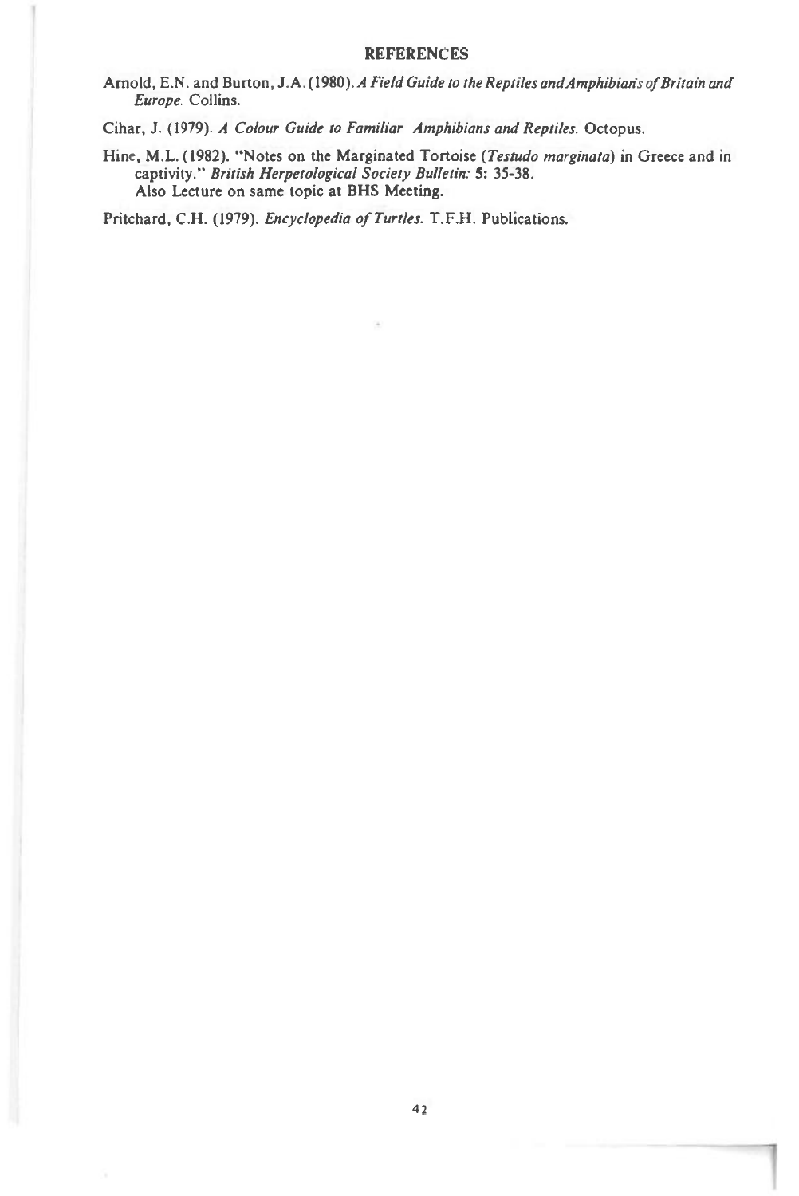## REFERENCES

Arnold, E.N. and Burton, J.A. (1980). *A Field Guide to the Reptiles and Amphibians of Britain and Europe.* Collins.

Cihar, J. (1979). *A Colour Guide to Familiar Amphibians and Reptiles.* Octopus.

Hine, M.L. (1982). "Notes on the Marginated Tortoise (*Testudo marginata*) in Greece and in captivity." *British Herpetological Society Bulletin:* **5**: 35-38.
Also Lecture on same topic at BHS Meeting.

Pritchard, C.H. (1979). *Encyclopedia of Turtles.* T.F.H. Publications.